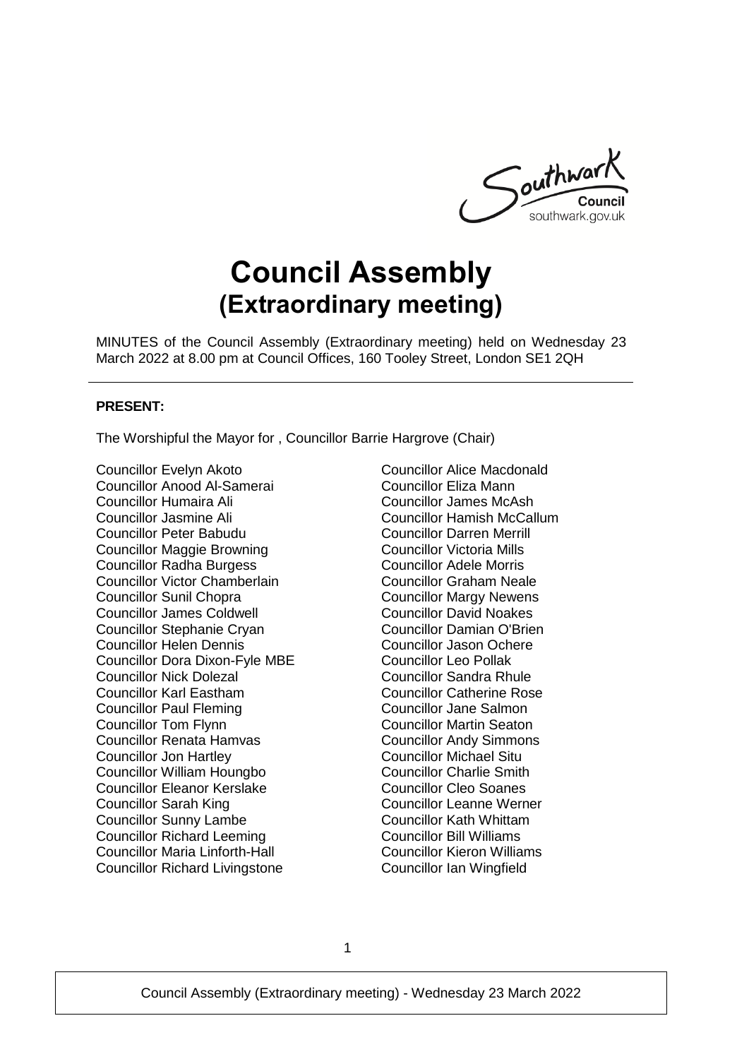# Council Assembly
## (Extraordinary meeting)

MINUTES of the Council Assembly (Extraordinary meeting) held on Wednesday 23 March 2022 at 8.00 pm at Council Offices, 160 Tooley Street, London SE1 2QH

---

**PRESENT:**

The Worshipful the Mayor for , Councillor Barrie Hargrove (Chair)

Councillor Evelyn Akoto
Councillor Anood Al-Samerai
Councillor Humaira Ali
Councillor Jasmine Ali
Councillor Peter Babudu
Councillor Maggie Browning
Councillor Radha Burgess
Councillor Victor Chamberlain
Councillor Sunil Chopra
Councillor James Coldwell
Councillor Stephanie Cryan
Councillor Helen Dennis
Councillor Dora Dixon-Fyle MBE
Councillor Nick Dolezal
Councillor Karl Eastham
Councillor Paul Fleming
Councillor Tom Flynn
Councillor Renata Hamvas
Councillor Jon Hartley
Councillor William Houngbo
Councillor Eleanor Kerslake
Councillor Sarah King
Councillor Sunny Lambe
Councillor Richard Leeming
Councillor Maria Linforth-Hall
Councillor Richard Livingstone
Councillor Alice Macdonald
Councillor Eliza Mann
Councillor James McAsh
Councillor Hamish McCallum
Councillor Darren Merrill
Councillor Victoria Mills
Councillor Adele Morris
Councillor Graham Neale
Councillor Margy Newens
Councillor David Noakes
Councillor Damian O'Brien
Councillor Jason Ochere
Councillor Leo Pollak
Councillor Sandra Rhule
Councillor Catherine Rose
Councillor Jane Salmon
Councillor Martin Seaton
Councillor Andy Simmons
Councillor Michael Situ
Councillor Charlie Smith
Councillor Cleo Soanes
Councillor Leanne Werner
Councillor Kath Whittam
Councillor Bill Williams
Councillor Kieron Williams
Councillor Ian Wingfield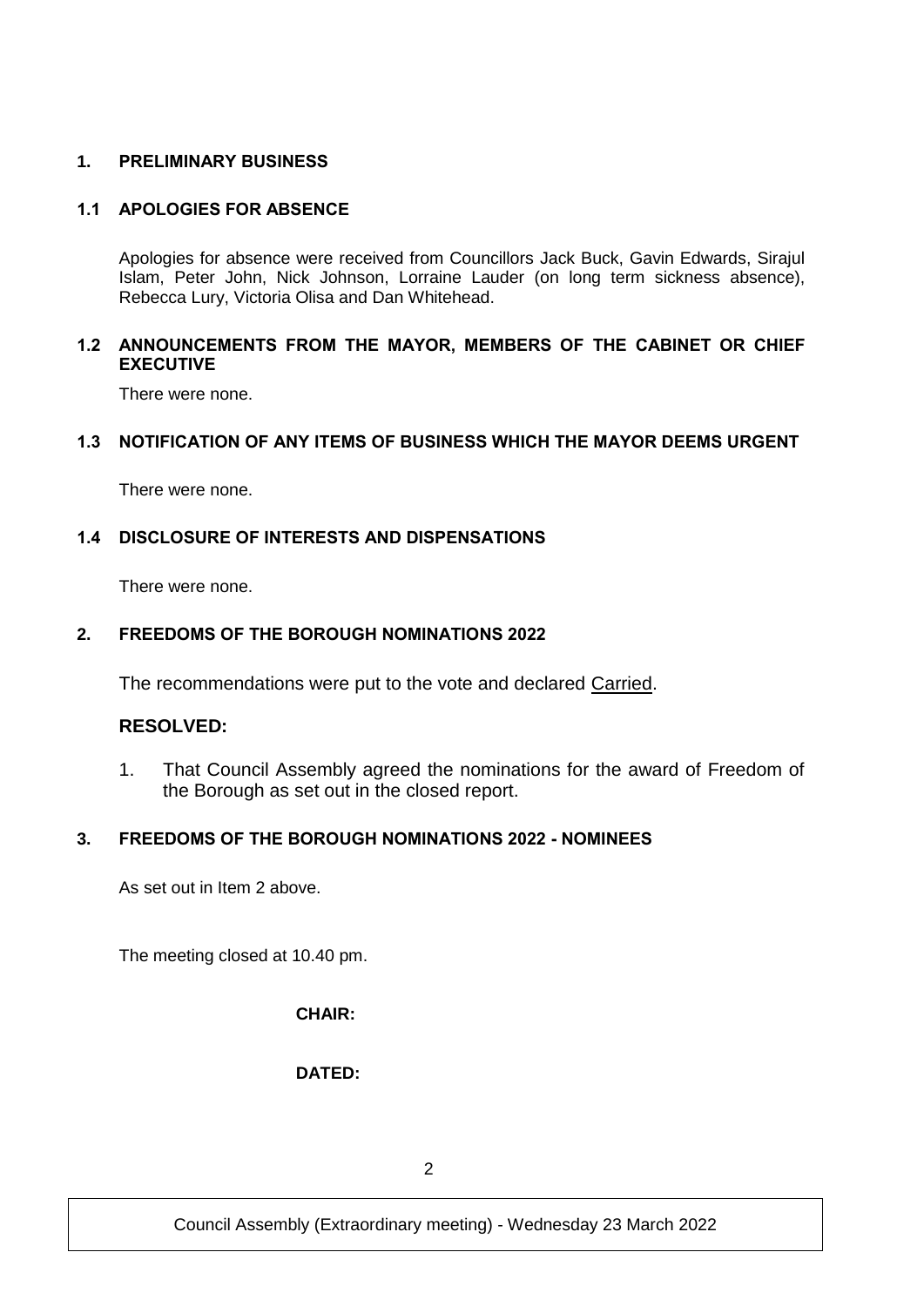## 1. PRELIMINARY BUSINESS

### 1.1 APOLOGIES FOR ABSENCE

Apologies for absence were received from Councillors Jack Buck, Gavin Edwards, Sirajul Islam, Peter John, Nick Johnson, Lorraine Lauder (on long term sickness absence), Rebecca Lury, Victoria Olisa and Dan Whitehead.

### 1.2 ANNOUNCEMENTS FROM THE MAYOR, MEMBERS OF THE CABINET OR CHIEF EXECUTIVE

There were none.

### 1.3 NOTIFICATION OF ANY ITEMS OF BUSINESS WHICH THE MAYOR DEEMS URGENT

There were none.

### 1.4 DISCLOSURE OF INTERESTS AND DISPENSATIONS

There were none.

## 2. FREEDOMS OF THE BOROUGH NOMINATIONS 2022

The recommendations were put to the vote and declared Carried.

**RESOLVED:**

1. That Council Assembly agreed the nominations for the award of Freedom of the Borough as set out in the closed report.

## 3. FREEDOMS OF THE BOROUGH NOMINATIONS 2022 - NOMINEES

As set out in Item 2 above.

The meeting closed at 10.40 pm.

**CHAIR:**

**DATED:**

Council Assembly (Extraordinary meeting) - Wednesday 23 March 2022